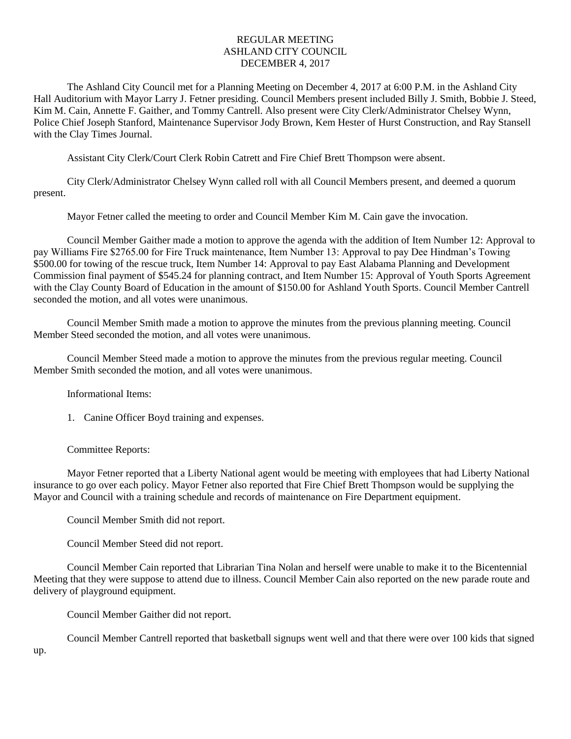# REGULAR MEETING
# ASHLAND CITY COUNCIL
# DECEMBER 4, 2017

The Ashland City Council met for a Planning Meeting on December 4, 2017 at 6:00 P.M. in the Ashland City Hall Auditorium with Mayor Larry J. Fetner presiding. Council Members present included Billy J. Smith, Bobbie J. Steed, Kim M. Cain, Annette F. Gaither, and Tommy Cantrell. Also present were City Clerk/Administrator Chelsey Wynn, Police Chief Joseph Stanford, Maintenance Supervisor Jody Brown, Kem Hester of Hurst Construction, and Ray Stansell with the Clay Times Journal.

Assistant City Clerk/Court Clerk Robin Catrett and Fire Chief Brett Thompson were absent.

City Clerk/Administrator Chelsey Wynn called roll with all Council Members present, and deemed a quorum present.

Mayor Fetner called the meeting to order and Council Member Kim M. Cain gave the invocation.

Council Member Gaither made a motion to approve the agenda with the addition of Item Number 12: Approval to pay Williams Fire $2765.00 for Fire Truck maintenance, Item Number 13: Approval to pay Dee Hindman's Towing $500.00 for towing of the rescue truck, Item Number 14: Approval to pay East Alabama Planning and Development Commission final payment of $545.24 for planning contract, and Item Number 15: Approval of Youth Sports Agreement with the Clay County Board of Education in the amount of $150.00 for Ashland Youth Sports. Council Member Cantrell seconded the motion, and all votes were unanimous.

Council Member Smith made a motion to approve the minutes from the previous planning meeting. Council Member Steed seconded the motion, and all votes were unanimous.

Council Member Steed made a motion to approve the minutes from the previous regular meeting. Council Member Smith seconded the motion, and all votes were unanimous.

Informational Items:

1. Canine Officer Boyd training and expenses.

Committee Reports:

Mayor Fetner reported that a Liberty National agent would be meeting with employees that had Liberty National insurance to go over each policy. Mayor Fetner also reported that Fire Chief Brett Thompson would be supplying the Mayor and Council with a training schedule and records of maintenance on Fire Department equipment.

Council Member Smith did not report.

Council Member Steed did not report.

Council Member Cain reported that Librarian Tina Nolan and herself were unable to make it to the Bicentennial Meeting that they were suppose to attend due to illness. Council Member Cain also reported on the new parade route and delivery of playground equipment.

Council Member Gaither did not report.

Council Member Cantrell reported that basketball signups went well and that there were over 100 kids that signed up.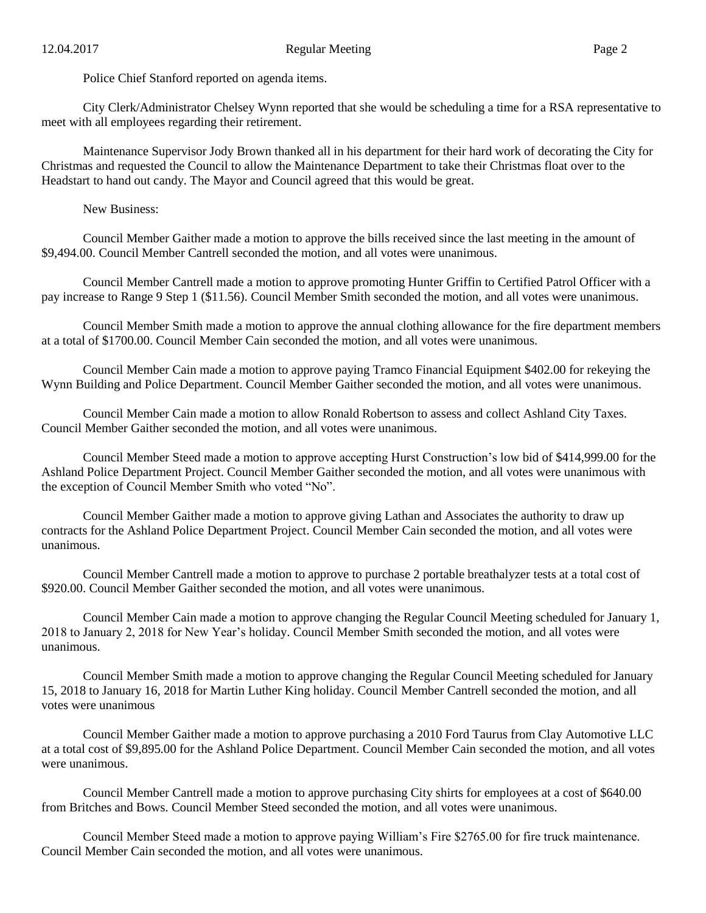Police Chief Stanford reported on agenda items.

City Clerk/Administrator Chelsey Wynn reported that she would be scheduling a time for a RSA representative to meet with all employees regarding their retirement.

Maintenance Supervisor Jody Brown thanked all in his department for their hard work of decorating the City for Christmas and requested the Council to allow the Maintenance Department to take their Christmas float over to the Headstart to hand out candy. The Mayor and Council agreed that this would be great.

New Business:

Council Member Gaither made a motion to approve the bills received since the last meeting in the amount of $9,494.00. Council Member Cantrell seconded the motion, and all votes were unanimous.

Council Member Cantrell made a motion to approve promoting Hunter Griffin to Certified Patrol Officer with a pay increase to Range 9 Step 1 ($11.56). Council Member Smith seconded the motion, and all votes were unanimous.

Council Member Smith made a motion to approve the annual clothing allowance for the fire department members at a total of $1700.00. Council Member Cain seconded the motion, and all votes were unanimous.

Council Member Cain made a motion to approve paying Tramco Financial Equipment $402.00 for rekeying the Wynn Building and Police Department. Council Member Gaither seconded the motion, and all votes were unanimous.

Council Member Cain made a motion to allow Ronald Robertson to assess and collect Ashland City Taxes. Council Member Gaither seconded the motion, and all votes were unanimous.

Council Member Steed made a motion to approve accepting Hurst Construction's low bid of $414,999.00 for the Ashland Police Department Project. Council Member Gaither seconded the motion, and all votes were unanimous with the exception of Council Member Smith who voted "No".

Council Member Gaither made a motion to approve giving Lathan and Associates the authority to draw up contracts for the Ashland Police Department Project. Council Member Cain seconded the motion, and all votes were unanimous.

Council Member Cantrell made a motion to approve to purchase 2 portable breathalyzer tests at a total cost of $920.00. Council Member Gaither seconded the motion, and all votes were unanimous.

Council Member Cain made a motion to approve changing the Regular Council Meeting scheduled for January 1, 2018 to January 2, 2018 for New Year's holiday. Council Member Smith seconded the motion, and all votes were unanimous.

Council Member Smith made a motion to approve changing the Regular Council Meeting scheduled for January 15, 2018 to January 16, 2018 for Martin Luther King holiday. Council Member Cantrell seconded the motion, and all votes were unanimous

Council Member Gaither made a motion to approve purchasing a 2010 Ford Taurus from Clay Automotive LLC at a total cost of $9,895.00 for the Ashland Police Department. Council Member Cain seconded the motion, and all votes were unanimous.

Council Member Cantrell made a motion to approve purchasing City shirts for employees at a cost of $640.00 from Britches and Bows. Council Member Steed seconded the motion, and all votes were unanimous.

Council Member Steed made a motion to approve paying William's Fire $2765.00 for fire truck maintenance. Council Member Cain seconded the motion, and all votes were unanimous.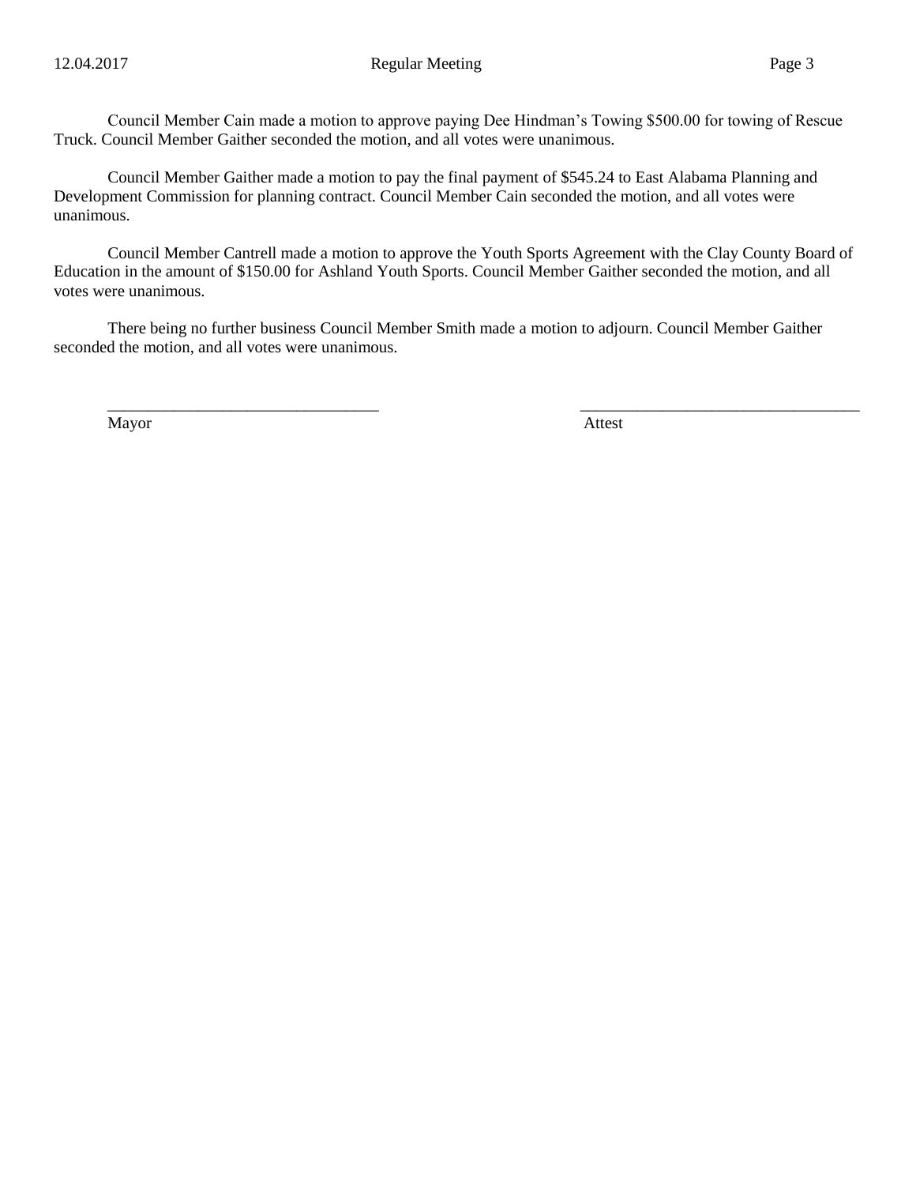Council Member Cain made a motion to approve paying Dee Hindman's Towing $500.00 for towing of Rescue Truck. Council Member Gaither seconded the motion, and all votes were unanimous.

Council Member Gaither made a motion to pay the final payment of $545.24 to East Alabama Planning and Development Commission for planning contract. Council Member Cain seconded the motion, and all votes were unanimous.

Council Member Cantrell made a motion to approve the Youth Sports Agreement with the Clay County Board of Education in the amount of $150.00 for Ashland Youth Sports. Council Member Gaither seconded the motion, and all votes were unanimous.

There being no further business Council Member Smith made a motion to adjourn. Council Member Gaither seconded the motion, and all votes were unanimous.

\_\_\_\_\_\_\_\_\_\_\_\_\_\_\_\_\_\_\_\_\_\_\_\_\_\_\_\_\_\_\_\_\_\_ &nbsp;&nbsp;&nbsp;&nbsp; \_\_\_\_\_\_\_\_\_\_\_\_\_\_\_\_\_\_\_\_\_\_\_\_\_\_\_\_\_\_\_\_\_\_

Mayor &nbsp;&nbsp;&nbsp;&nbsp; Attest